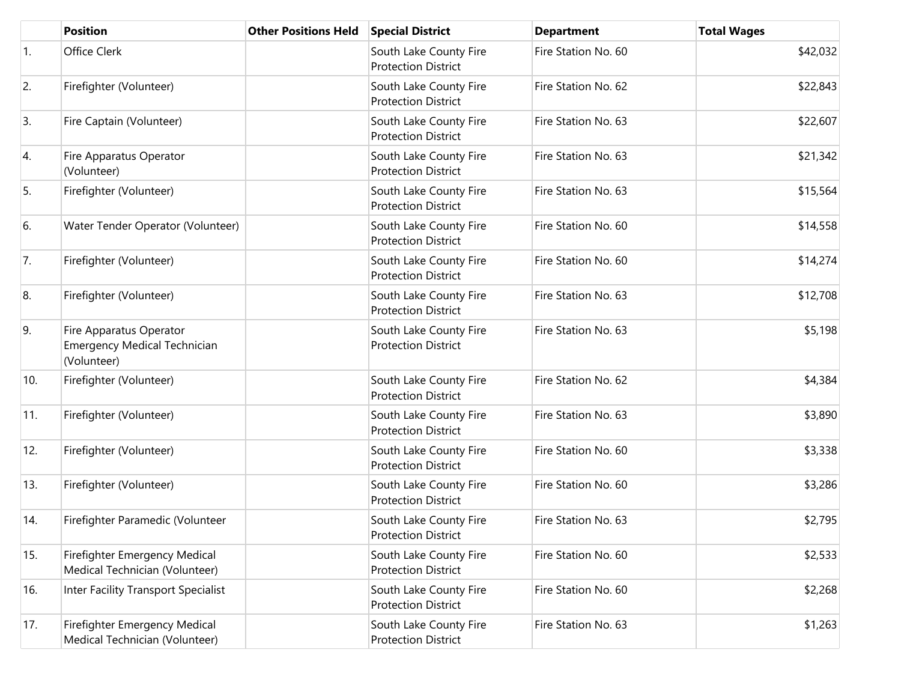| | Position | Other Positions Held | Special District | Department | Total Wages |
|---|---|---|---|---|---|
| 1. | Office Clerk | | South Lake County Fire Protection District | Fire Station No. 60 | $42,032 |
| 2. | Firefighter (Volunteer) | | South Lake County Fire Protection District | Fire Station No. 62 | $22,843 |
| 3. | Fire Captain (Volunteer) | | South Lake County Fire Protection District | Fire Station No. 63 | $22,607 |
| 4. | Fire Apparatus Operator (Volunteer) | | South Lake County Fire Protection District | Fire Station No. 63 | $21,342 |
| 5. | Firefighter (Volunteer) | | South Lake County Fire Protection District | Fire Station No. 63 | $15,564 |
| 6. | Water Tender Operator (Volunteer) | | South Lake County Fire Protection District | Fire Station No. 60 | $14,558 |
| 7. | Firefighter (Volunteer) | | South Lake County Fire Protection District | Fire Station No. 60 | $14,274 |
| 8. | Firefighter (Volunteer) | | South Lake County Fire Protection District | Fire Station No. 63 | $12,708 |
| 9. | Fire Apparatus Operator Emergency Medical Technician (Volunteer) | | South Lake County Fire Protection District | Fire Station No. 63 | $5,198 |
| 10. | Firefighter (Volunteer) | | South Lake County Fire Protection District | Fire Station No. 62 | $4,384 |
| 11. | Firefighter (Volunteer) | | South Lake County Fire Protection District | Fire Station No. 63 | $3,890 |
| 12. | Firefighter (Volunteer) | | South Lake County Fire Protection District | Fire Station No. 60 | $3,338 |
| 13. | Firefighter (Volunteer) | | South Lake County Fire Protection District | Fire Station No. 60 | $3,286 |
| 14. | Firefighter Paramedic (Volunteer | | South Lake County Fire Protection District | Fire Station No. 63 | $2,795 |
| 15. | Firefighter Emergency Medical Medical Technician (Volunteer) | | South Lake County Fire Protection District | Fire Station No. 60 | $2,533 |
| 16. | Inter Facility Transport Specialist | | South Lake County Fire Protection District | Fire Station No. 60 | $2,268 |
| 17. | Firefighter Emergency Medical Medical Technician (Volunteer) | | South Lake County Fire Protection District | Fire Station No. 63 | $1,263 |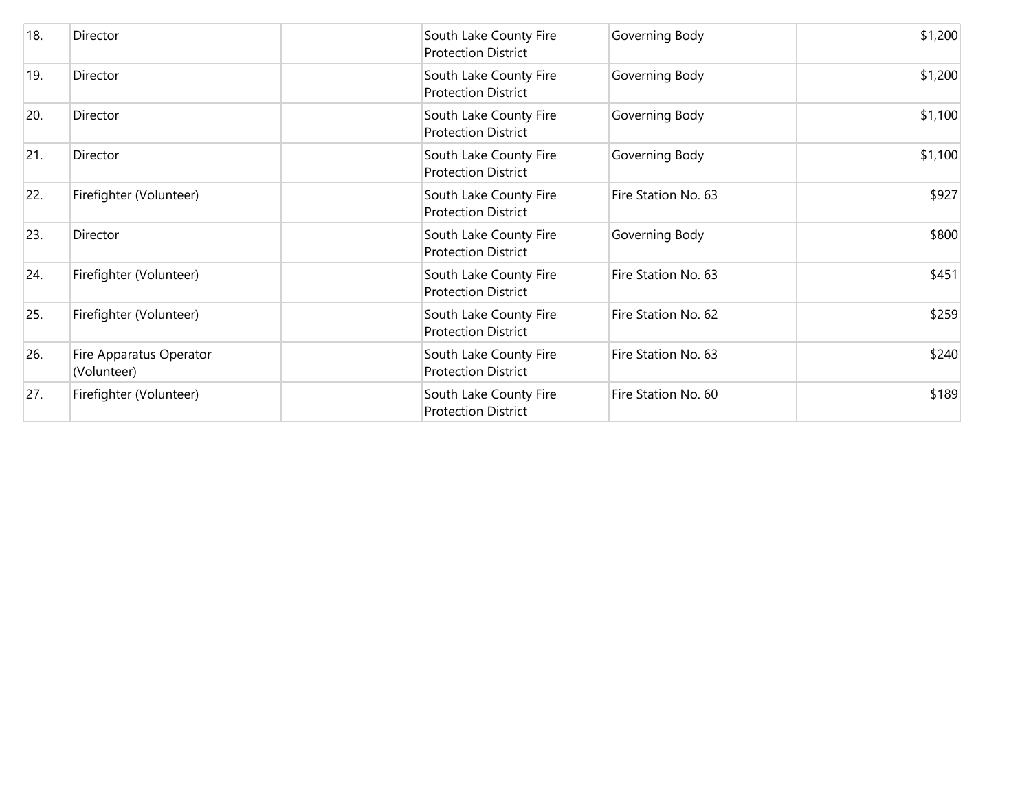| | | | | | |
|---|---|---|---|---|---|
| 18. | Director | | South Lake County Fire Protection District | Governing Body | $1,200 |
| 19. | Director | | South Lake County Fire Protection District | Governing Body | $1,200 |
| 20. | Director | | South Lake County Fire Protection District | Governing Body | $1,100 |
| 21. | Director | | South Lake County Fire Protection District | Governing Body | $1,100 |
| 22. | Firefighter (Volunteer) | | South Lake County Fire Protection District | Fire Station No. 63 | $927 |
| 23. | Director | | South Lake County Fire Protection District | Governing Body | $800 |
| 24. | Firefighter (Volunteer) | | South Lake County Fire Protection District | Fire Station No. 63 | $451 |
| 25. | Firefighter (Volunteer) | | South Lake County Fire Protection District | Fire Station No. 62 | $259 |
| 26. | Fire Apparatus Operator (Volunteer) | | South Lake County Fire Protection District | Fire Station No. 63 | $240 |
| 27. | Firefighter (Volunteer) | | South Lake County Fire Protection District | Fire Station No. 60 | $189 |